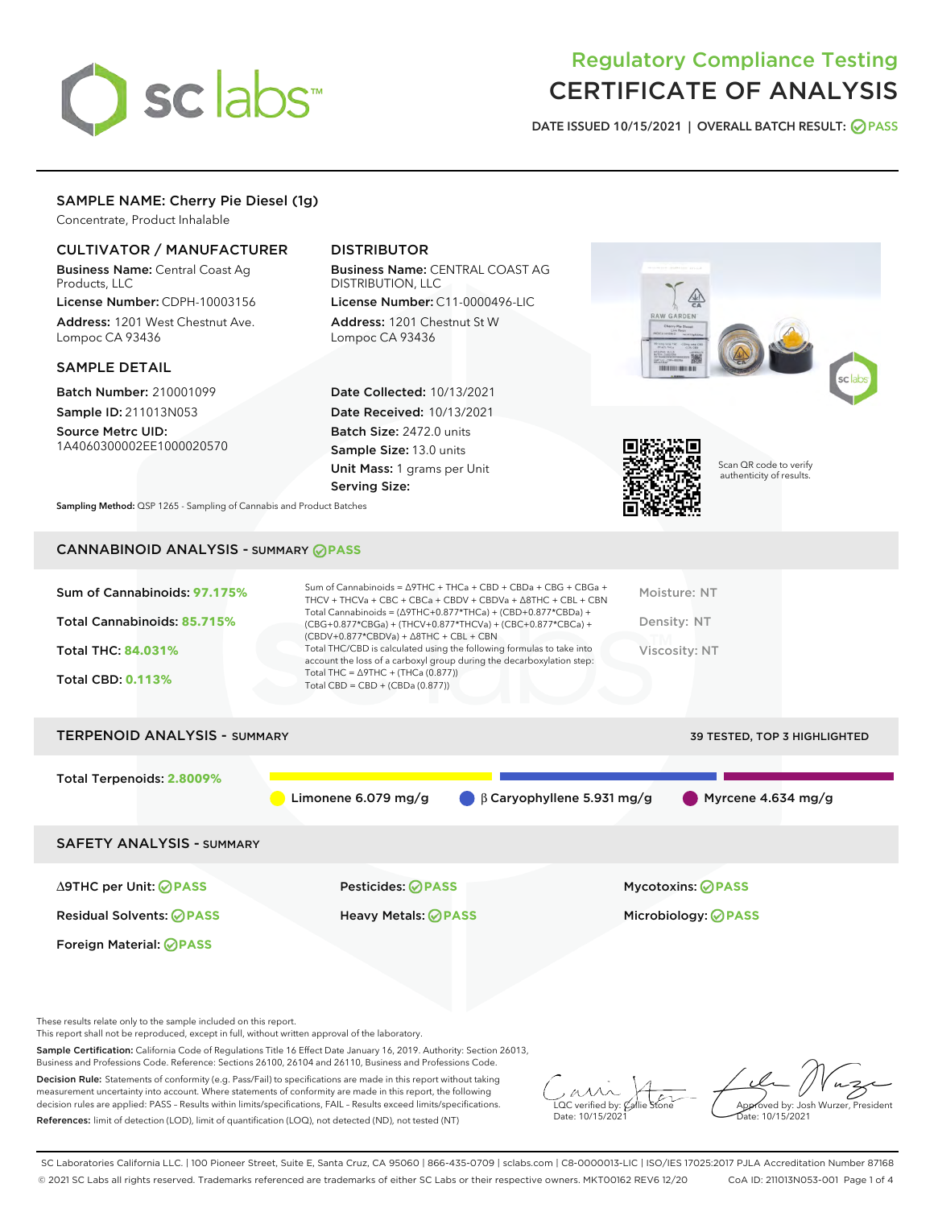# Regulatory Compliance Testing
# CERTIFICATE OF ANALYSIS

DATE ISSUED 10/15/2021 | OVERALL BATCH RESULT: PASS

## SAMPLE NAME: Cherry Pie Diesel (1g)

Concentrate, Product Inhalable

### CULTIVATOR / MANUFACTURER

**Business Name:** Central Coast Ag Products, LLC

**License Number:** CDPH-10003156

**Address:** 1201 West Chestnut Ave. Lompoc CA 93436

### DISTRIBUTOR

**Business Name:** CENTRAL COAST AG DISTRIBUTION, LLC

**License Number:** C11-0000496-LIC

**Address:** 1201 Chestnut St W Lompoc CA 93436

### SAMPLE DETAIL

**Batch Number:** 210001099

**Sample ID:** 211013N053

**Source Metrc UID:** 1A4060300002EE1000020570

**Date Collected:** 10/13/2021

**Date Received:** 10/13/2021

**Batch Size:** 2472.0 units

**Sample Size:** 13.0 units

**Unit Mass:** 1 grams per Unit

**Serving Size:**

Scan QR code to verify authenticity of results.

**Sampling Method:** QSP 1265 - Sampling of Cannabis and Product Batches

## CANNABINOID ANALYSIS - SUMMARY PASS

Sum of Cannabinoids: **97.175%**

Total Cannabinoids: **85.715%**

Total THC: **84.031%**

Total CBD: **0.113%**

Sum of Cannabinoids = Δ9THC + THCa + CBD + CBDa + CBG + CBGa + THCV + THCVa + CBC + CBCa + CBDV + CBDVa + Δ8THC + CBL + CBN

Total Cannabinoids = (Δ9THC+0.877*THCa) + (CBD+0.877*CBDa) + (CBG+0.877*CBGa) + (THCV+0.877*THCVa) + (CBC+0.877*CBCa) + (CBDV+0.877*CBDVa) + Δ8THC + CBL + CBN

Total THC/CBD is calculated using the following formulas to take into account the loss of a carboxyl group during the decarboxylation step:

Total THC = Δ9THC + (THCa (0.877))

Total CBD = CBD + (CBDa (0.877))

Moisture: NT

Density: NT

Viscosity: NT

## TERPENOID ANALYSIS - SUMMARY

39 TESTED, TOP 3 HIGHLIGHTED

Total Terpenoids: **2.8009%**

Limonene 6.079 mg/g

β Caryophyllene 5.931 mg/g

Myrcene 4.634 mg/g

## SAFETY ANALYSIS - SUMMARY

| | | |
|---|---|---|
| Δ9THC per Unit: PASS | Pesticides: PASS | Mycotoxins: PASS |
| Residual Solvents: PASS | Heavy Metals: PASS | Microbiology: PASS |
| Foreign Material: PASS | | |

These results relate only to the sample included on this report.
This report shall not be reproduced, except in full, without written approval of the laboratory.

**Sample Certification:** California Code of Regulations Title 16 Effect Date January 16, 2019. Authority: Section 26013, Business and Professions Code. Reference: Sections 26100, 26104 and 26110, Business and Professions Code.

**Decision Rule:** Statements of conformity (e.g. Pass/Fail) to specifications are made in this report without taking measurement uncertainty into account. Where statements of conformity are made in this report, the following decision rules are applied: PASS – Results within limits/specifications, FAIL – Results exceed limits/specifications.

**References:** limit of detection (LOD), limit of quantification (LOQ), not detected (ND), not tested (NT)

LQC verified by: Callie Stone
Date: 10/15/2021

Approved by: Josh Wurzer, President
Date: 10/15/2021

SC Laboratories California LLC. | 100 Pioneer Street, Suite E, Santa Cruz, CA 95060 | 866-435-0709 | sclabs.com | C8-0000013-LIC | ISO/IES 17025:2017 PJLA Accreditation Number 87168
© 2021 SC Labs all rights reserved. Trademarks referenced are trademarks of either SC Labs or their respective owners. MKT00162 REV6 12/20 CoA ID: 211013N053-001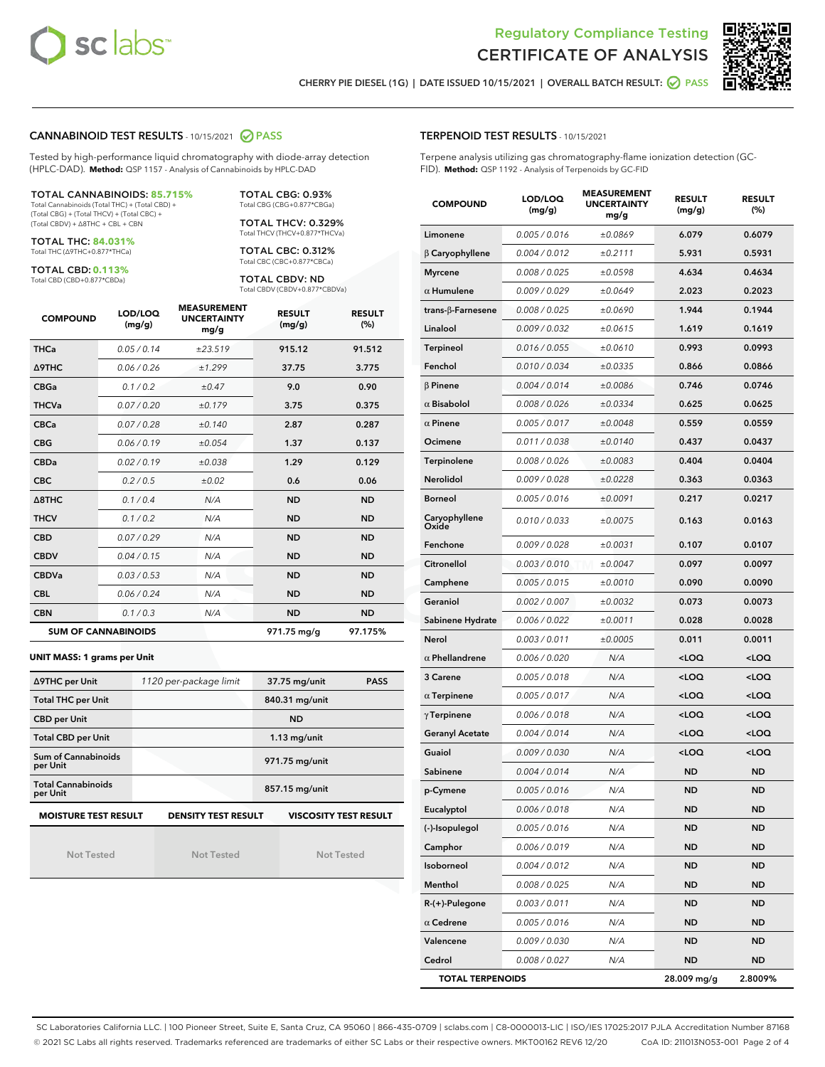# Regulatory Compliance Testing
# CERTIFICATE OF ANALYSIS

CHERRY PIE DIESEL (1G) | DATE ISSUED 10/15/2021 | OVERALL BATCH RESULT: PASS

## CANNABINOID TEST RESULTS - 10/15/2021 PASS

Tested by high-performance liquid chromatography with diode-array detection (HPLC-DAD). **Method:** QSP 1157 - Analysis of Cannabinoids by HPLC-DAD

**TOTAL CANNABINOIDS: 85.715%**
Total Cannabinoids (Total THC) + (Total CBD) + (Total CBG) + (Total THCV) + (Total CBC) + (Total CBDV) + Δ8THC + CBL + CBN

**TOTAL THC: 84.031%**
Total THC (Δ9THC+0.877*THCa)

**TOTAL CBD: 0.113%**
Total CBD (CBD+0.877*CBDa)

**TOTAL CBG: 0.93%**
Total CBG (CBG+0.877*CBGa)

**TOTAL THCV: 0.329%**
Total THCV (THCV+0.877*THCVa)

**TOTAL CBC: 0.312%**
Total CBC (CBC+0.877*CBCa)

**TOTAL CBDV: ND**
Total CBDV (CBDV+0.877*CBDVa)

| COMPOUND | LOD/LOQ (mg/g) | MEASUREMENT UNCERTAINTY mg/g | RESULT (mg/g) | RESULT (%) |
|---|---|---|---|---|
| THCa | 0.05 / 0.14 | ±23.519 | 915.12 | 91.512 |
| Δ9THC | 0.06 / 0.26 | ±1.299 | 37.75 | 3.775 |
| CBGa | 0.1 / 0.2 | ±0.47 | 9.0 | 0.90 |
| THCVa | 0.07 / 0.20 | ±0.179 | 3.75 | 0.375 |
| CBCa | 0.07 / 0.28 | ±0.140 | 2.87 | 0.287 |
| CBG | 0.06 / 0.19 | ±0.054 | 1.37 | 0.137 |
| CBDa | 0.02 / 0.19 | ±0.038 | 1.29 | 0.129 |
| CBC | 0.2 / 0.5 | ±0.02 | 0.6 | 0.06 |
| Δ8THC | 0.1 / 0.4 | N/A | ND | ND |
| THCV | 0.1 / 0.2 | N/A | ND | ND |
| CBD | 0.07 / 0.29 | N/A | ND | ND |
| CBDV | 0.04 / 0.15 | N/A | ND | ND |
| CBDVa | 0.03 / 0.53 | N/A | ND | ND |
| CBL | 0.06 / 0.24 | N/A | ND | ND |
| CBN | 0.1 / 0.3 | N/A | ND | ND |
| **SUM OF CANNABINOIDS** | | | 971.75 mg/g | 97.175% |

**UNIT MASS: 1 grams per Unit**

| | | | |
|---|---|---|---|
| Δ9THC per Unit | 1120 per-package limit | 37.75 mg/unit | PASS |
| Total THC per Unit | | 840.31 mg/unit | |
| CBD per Unit | | ND | |
| Total CBD per Unit | | 1.13 mg/unit | |
| Sum of Cannabinoids per Unit | | 971.75 mg/unit | |
| Total Cannabinoids per Unit | | 857.15 mg/unit | |

| MOISTURE TEST RESULT | DENSITY TEST RESULT | VISCOSITY TEST RESULT |
|---|---|---|
| Not Tested | Not Tested | Not Tested |

## TERPENOID TEST RESULTS - 10/15/2021

Terpene analysis utilizing gas chromatography-flame ionization detection (GC-FID). **Method:** QSP 1192 - Analysis of Terpenoids by GC-FID

| COMPOUND | LOD/LOQ (mg/g) | MEASUREMENT UNCERTAINTY mg/g | RESULT (mg/g) | RESULT (%) |
|---|---|---|---|---|
| Limonene | 0.005 / 0.016 | ±0.0869 | 6.079 | 0.6079 |
| β Caryophyllene | 0.004 / 0.012 | ±0.2111 | 5.931 | 0.5931 |
| Myrcene | 0.008 / 0.025 | ±0.0598 | 4.634 | 0.4634 |
| α Humulene | 0.009 / 0.029 | ±0.0649 | 2.023 | 0.2023 |
| trans-β-Farnesene | 0.008 / 0.025 | ±0.0690 | 1.944 | 0.1944 |
| Linalool | 0.009 / 0.032 | ±0.0615 | 1.619 | 0.1619 |
| Terpineol | 0.016 / 0.055 | ±0.0610 | 0.993 | 0.0993 |
| Fenchol | 0.010 / 0.034 | ±0.0335 | 0.866 | 0.0866 |
| β Pinene | 0.004 / 0.014 | ±0.0086 | 0.746 | 0.0746 |
| α Bisabolol | 0.008 / 0.026 | ±0.0334 | 0.625 | 0.0625 |
| α Pinene | 0.005 / 0.017 | ±0.0048 | 0.559 | 0.0559 |
| Ocimene | 0.011 / 0.038 | ±0.0140 | 0.437 | 0.0437 |
| Terpinolene | 0.008 / 0.026 | ±0.0083 | 0.404 | 0.0404 |
| Nerolidol | 0.009 / 0.028 | ±0.0228 | 0.363 | 0.0363 |
| Borneol | 0.005 / 0.016 | ±0.0091 | 0.217 | 0.0217 |
| Caryophyllene Oxide | 0.010 / 0.033 | ±0.0075 | 0.163 | 0.0163 |
| Fenchone | 0.009 / 0.028 | ±0.0031 | 0.107 | 0.0107 |
| Citronellol | 0.003 / 0.010 | ±0.0047 | 0.097 | 0.0097 |
| Camphene | 0.005 / 0.015 | ±0.0010 | 0.090 | 0.0090 |
| Geraniol | 0.002 / 0.007 | ±0.0032 | 0.073 | 0.0073 |
| Sabinene Hydrate | 0.006 / 0.022 | ±0.0011 | 0.028 | 0.0028 |
| Nerol | 0.003 / 0.011 | ±0.0005 | 0.011 | 0.0011 |
| α Phellandrene | 0.006 / 0.020 | N/A | <LOQ | <LOQ |
| 3 Carene | 0.005 / 0.018 | N/A | <LOQ | <LOQ |
| α Terpinene | 0.005 / 0.017 | N/A | <LOQ | <LOQ |
| γ Terpinene | 0.006 / 0.018 | N/A | <LOQ | <LOQ |
| Geranyl Acetate | 0.004 / 0.014 | N/A | <LOQ | <LOQ |
| Guaiol | 0.009 / 0.030 | N/A | <LOQ | <LOQ |
| Sabinene | 0.004 / 0.014 | N/A | ND | ND |
| p-Cymene | 0.005 / 0.016 | N/A | ND | ND |
| Eucalyptol | 0.006 / 0.018 | N/A | ND | ND |
| (-)-Isopulegol | 0.005 / 0.016 | N/A | ND | ND |
| Camphor | 0.006 / 0.019 | N/A | ND | ND |
| Isoborneol | 0.004 / 0.012 | N/A | ND | ND |
| Menthol | 0.008 / 0.025 | N/A | ND | ND |
| R-(+)-Pulegone | 0.003 / 0.011 | N/A | ND | ND |
| α Cedrene | 0.005 / 0.016 | N/A | ND | ND |
| Valencene | 0.009 / 0.030 | N/A | ND | ND |
| Cedrol | 0.008 / 0.027 | N/A | ND | ND |
| **TOTAL TERPENOIDS** | | | 28.009 mg/g | 2.8009% |

SC Laboratories California LLC. | 100 Pioneer Street, Suite E, Santa Cruz, CA 95060 | 866-435-0709 | sclabs.com | C8-0000013-LIC | ISO/IES 17025:2017 PJLA Accreditation Number 87168
© 2021 SC Labs all rights reserved. Trademarks referenced are trademarks of either SC Labs or their respective owners. MKT00162 REV6 12/20 CoA ID: 211013N053-001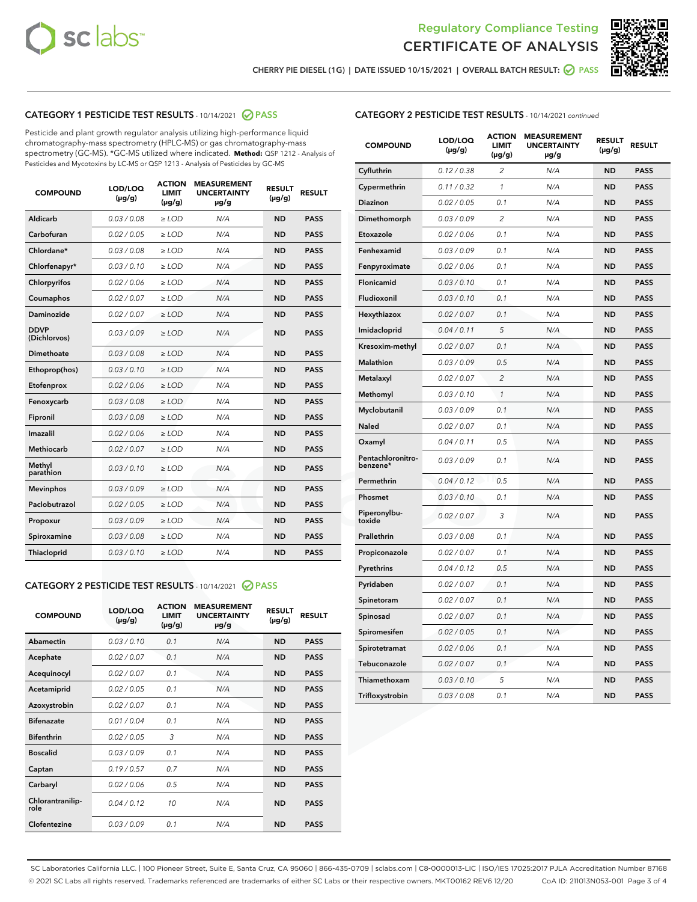Regulatory Compliance Testing

# CERTIFICATE OF ANALYSIS

CHERRY PIE DIESEL (1G) | DATE ISSUED 10/15/2021 | OVERALL BATCH RESULT: PASS

## CATEGORY 1 PESTICIDE TEST RESULTS - 10/14/2021 PASS

Pesticide and plant growth regulator analysis utilizing high-performance liquid chromatography-mass spectrometry (HPLC-MS) or gas chromatography-mass spectrometry (GC-MS). *GC-MS utilized where indicated. **Method:** QSP 1212 - Analysis of Pesticides and Mycotoxins by LC-MS or QSP 1213 - Analysis of Pesticides by GC-MS

| COMPOUND | LOD/LOQ (µg/g) | ACTION LIMIT (µg/g) | MEASUREMENT UNCERTAINTY µg/g | RESULT (µg/g) | RESULT |
|---|---|---|---|---|---|
| Aldicarb | 0.03 / 0.08 | ≥ LOD | N/A | ND | PASS |
| Carbofuran | 0.02 / 0.05 | ≥ LOD | N/A | ND | PASS |
| Chlordane* | 0.03 / 0.08 | ≥ LOD | N/A | ND | PASS |
| Chlorfenapyr* | 0.03 / 0.10 | ≥ LOD | N/A | ND | PASS |
| Chlorpyrifos | 0.02 / 0.06 | ≥ LOD | N/A | ND | PASS |
| Coumaphos | 0.02 / 0.07 | ≥ LOD | N/A | ND | PASS |
| Daminozide | 0.02 / 0.07 | ≥ LOD | N/A | ND | PASS |
| DDVP (Dichlorvos) | 0.03 / 0.09 | ≥ LOD | N/A | ND | PASS |
| Dimethoate | 0.03 / 0.08 | ≥ LOD | N/A | ND | PASS |
| Ethoprop(hos) | 0.03 / 0.10 | ≥ LOD | N/A | ND | PASS |
| Etofenprox | 0.02 / 0.06 | ≥ LOD | N/A | ND | PASS |
| Fenoxycarb | 0.03 / 0.08 | ≥ LOD | N/A | ND | PASS |
| Fipronil | 0.03 / 0.08 | ≥ LOD | N/A | ND | PASS |
| Imazalil | 0.02 / 0.06 | ≥ LOD | N/A | ND | PASS |
| Methiocarb | 0.02 / 0.07 | ≥ LOD | N/A | ND | PASS |
| Methyl parathion | 0.03 / 0.10 | ≥ LOD | N/A | ND | PASS |
| Mevinphos | 0.03 / 0.09 | ≥ LOD | N/A | ND | PASS |
| Paclobutrazol | 0.02 / 0.05 | ≥ LOD | N/A | ND | PASS |
| Propoxur | 0.03 / 0.09 | ≥ LOD | N/A | ND | PASS |
| Spiroxamine | 0.03 / 0.08 | ≥ LOD | N/A | ND | PASS |
| Thiacloprid | 0.03 / 0.10 | ≥ LOD | N/A | ND | PASS |

## CATEGORY 2 PESTICIDE TEST RESULTS - 10/14/2021 PASS

| COMPOUND | LOD/LOQ (µg/g) | ACTION LIMIT (µg/g) | MEASUREMENT UNCERTAINTY µg/g | RESULT (µg/g) | RESULT |
|---|---|---|---|---|---|
| Abamectin | 0.03 / 0.10 | 0.1 | N/A | ND | PASS |
| Acephate | 0.02 / 0.07 | 0.1 | N/A | ND | PASS |
| Acequinocyl | 0.02 / 0.07 | 0.1 | N/A | ND | PASS |
| Acetamiprid | 0.02 / 0.05 | 0.1 | N/A | ND | PASS |
| Azoxystrobin | 0.02 / 0.07 | 0.1 | N/A | ND | PASS |
| Bifenazate | 0.01 / 0.04 | 0.1 | N/A | ND | PASS |
| Bifenthrin | 0.02 / 0.05 | 3 | N/A | ND | PASS |
| Boscalid | 0.03 / 0.09 | 0.1 | N/A | ND | PASS |
| Captan | 0.19 / 0.57 | 0.7 | N/A | ND | PASS |
| Carbaryl | 0.02 / 0.06 | 0.5 | N/A | ND | PASS |
| Chlorantraniliprole | 0.04 / 0.12 | 10 | N/A | ND | PASS |
| Clofentezine | 0.03 / 0.09 | 0.1 | N/A | ND | PASS |
| Cyfluthrin | 0.12 / 0.38 | 2 | N/A | ND | PASS |
| Cypermethrin | 0.11 / 0.32 | 1 | N/A | ND | PASS |
| Diazinon | 0.02 / 0.05 | 0.1 | N/A | ND | PASS |
| Dimethomorph | 0.03 / 0.09 | 2 | N/A | ND | PASS |
| Etoxazole | 0.02 / 0.06 | 0.1 | N/A | ND | PASS |
| Fenhexamid | 0.03 / 0.09 | 0.1 | N/A | ND | PASS |
| Fenpyroximate | 0.02 / 0.06 | 0.1 | N/A | ND | PASS |
| Flonicamid | 0.03 / 0.10 | 0.1 | N/A | ND | PASS |
| Fludioxonil | 0.03 / 0.10 | 0.1 | N/A | ND | PASS |
| Hexythiazox | 0.02 / 0.07 | 0.1 | N/A | ND | PASS |
| Imidacloprid | 0.04 / 0.11 | 5 | N/A | ND | PASS |
| Kresoxim-methyl | 0.02 / 0.07 | 0.1 | N/A | ND | PASS |
| Malathion | 0.03 / 0.09 | 0.5 | N/A | ND | PASS |
| Metalaxyl | 0.02 / 0.07 | 2 | N/A | ND | PASS |
| Methomyl | 0.03 / 0.10 | 1 | N/A | ND | PASS |
| Myclobutanil | 0.03 / 0.09 | 0.1 | N/A | ND | PASS |
| Naled | 0.02 / 0.07 | 0.1 | N/A | ND | PASS |
| Oxamyl | 0.04 / 0.11 | 0.5 | N/A | ND | PASS |
| Pentachloronitrobenzene* | 0.03 / 0.09 | 0.1 | N/A | ND | PASS |
| Permethrin | 0.04 / 0.12 | 0.5 | N/A | ND | PASS |
| Phosmet | 0.03 / 0.10 | 0.1 | N/A | ND | PASS |
| Piperonylbutoxide | 0.02 / 0.07 | 3 | N/A | ND | PASS |
| Prallethrin | 0.03 / 0.08 | 0.1 | N/A | ND | PASS |
| Propiconazole | 0.02 / 0.07 | 0.1 | N/A | ND | PASS |
| Pyrethrins | 0.04 / 0.12 | 0.5 | N/A | ND | PASS |
| Pyridaben | 0.02 / 0.07 | 0.1 | N/A | ND | PASS |
| Spinetoram | 0.02 / 0.07 | 0.1 | N/A | ND | PASS |
| Spinosad | 0.02 / 0.07 | 0.1 | N/A | ND | PASS |
| Spiromesifen | 0.02 / 0.05 | 0.1 | N/A | ND | PASS |
| Spirotetramat | 0.02 / 0.06 | 0.1 | N/A | ND | PASS |
| Tebuconazole | 0.02 / 0.07 | 0.1 | N/A | ND | PASS |
| Thiamethoxam | 0.03 / 0.10 | 5 | N/A | ND | PASS |
| Trifloxystrobin | 0.03 / 0.08 | 0.1 | N/A | ND | PASS |

SC Laboratories California LLC. | 100 Pioneer Street, Suite E, Santa Cruz, CA 95060 | 866-435-0709 | sclabs.com | C8-0000013-LIC | ISO/IES 17025:2017 PJLA Accreditation Number 87168
© 2021 SC Labs all rights reserved. Trademarks referenced are trademarks of either SC Labs or their respective owners. MKT00162 REV6 12/20 CoA ID: 211013N053-001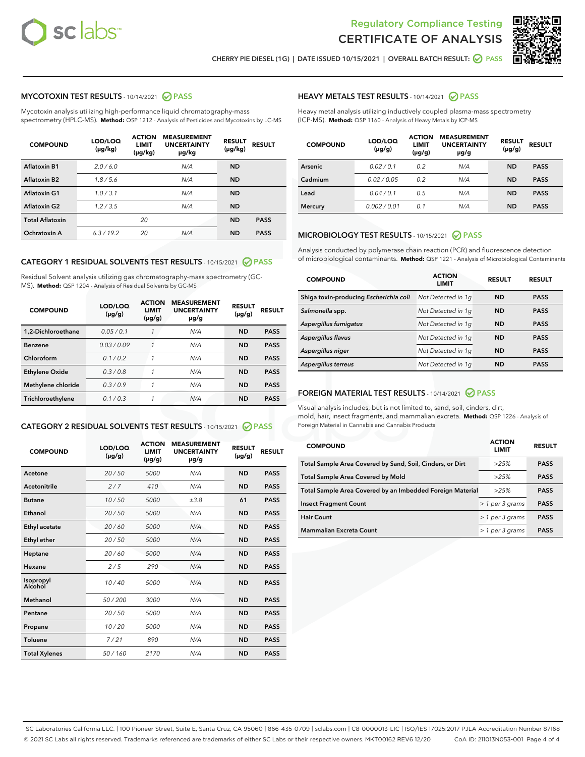Regulatory Compliance Testing

# CERTIFICATE OF ANALYSIS

CHERRY PIE DIESEL (1G) | DATE ISSUED 10/15/2021 | OVERALL BATCH RESULT: PASS

## MYCOTOXIN TEST RESULTS - 10/14/2021 PASS

Mycotoxin analysis utilizing high-performance liquid chromatography-mass spectrometry (HPLC-MS). **Method:** QSP 1212 - Analysis of Pesticides and Mycotoxins by LC-MS

| COMPOUND | LOD/LOQ (µg/kg) | ACTION LIMIT (µg/kg) | MEASUREMENT UNCERTAINTY µg/kg | RESULT (µg/kg) | RESULT |
|---|---|---|---|---|---|
| Aflatoxin B1 | 2.0 / 6.0 | | N/A | ND | |
| Aflatoxin B2 | 1.8 / 5.6 | | N/A | ND | |
| Aflatoxin G1 | 1.0 / 3.1 | | N/A | ND | |
| Aflatoxin G2 | 1.2 / 3.5 | | N/A | ND | |
| Total Aflatoxin | | 20 | | ND | PASS |
| Ochratoxin A | 6.3 / 19.2 | 20 | N/A | ND | PASS |

## CATEGORY 1 RESIDUAL SOLVENTS TEST RESULTS - 10/15/2021 PASS

Residual Solvent analysis utilizing gas chromatography-mass spectrometry (GC-MS). **Method:** QSP 1204 - Analysis of Residual Solvents by GC-MS

| COMPOUND | LOD/LOQ (µg/g) | ACTION LIMIT (µg/g) | MEASUREMENT UNCERTAINTY µg/g | RESULT (µg/g) | RESULT |
|---|---|---|---|---|---|
| 1,2-Dichloroethane | 0.05 / 0.1 | 1 | N/A | ND | PASS |
| Benzene | 0.03 / 0.09 | 1 | N/A | ND | PASS |
| Chloroform | 0.1 / 0.2 | 1 | N/A | ND | PASS |
| Ethylene Oxide | 0.3 / 0.8 | 1 | N/A | ND | PASS |
| Methylene chloride | 0.3 / 0.9 | 1 | N/A | ND | PASS |
| Trichloroethylene | 0.1 / 0.3 | 1 | N/A | ND | PASS |

## CATEGORY 2 RESIDUAL SOLVENTS TEST RESULTS - 10/15/2021 PASS

| COMPOUND | LOD/LOQ (µg/g) | ACTION LIMIT (µg/g) | MEASUREMENT UNCERTAINTY µg/g | RESULT (µg/g) | RESULT |
|---|---|---|---|---|---|
| Acetone | 20 / 50 | 5000 | N/A | ND | PASS |
| Acetonitrile | 2 / 7 | 410 | N/A | ND | PASS |
| Butane | 10 / 50 | 5000 | ±3.8 | 61 | PASS |
| Ethanol | 20 / 50 | 5000 | N/A | ND | PASS |
| Ethyl acetate | 20 / 60 | 5000 | N/A | ND | PASS |
| Ethyl ether | 20 / 50 | 5000 | N/A | ND | PASS |
| Heptane | 20 / 60 | 5000 | N/A | ND | PASS |
| Hexane | 2 / 5 | 290 | N/A | ND | PASS |
| Isopropyl Alcohol | 10 / 40 | 5000 | N/A | ND | PASS |
| Methanol | 50 / 200 | 3000 | N/A | ND | PASS |
| Pentane | 20 / 50 | 5000 | N/A | ND | PASS |
| Propane | 10 / 20 | 5000 | N/A | ND | PASS |
| Toluene | 7 / 21 | 890 | N/A | ND | PASS |
| Total Xylenes | 50 / 160 | 2170 | N/A | ND | PASS |

## HEAVY METALS TEST RESULTS - 10/14/2021 PASS

Heavy metal analysis utilizing inductively coupled plasma-mass spectrometry (ICP-MS). **Method:** QSP 1160 - Analysis of Heavy Metals by ICP-MS

| COMPOUND | LOD/LOQ (µg/g) | ACTION LIMIT (µg/g) | MEASUREMENT UNCERTAINTY µg/g | RESULT (µg/g) | RESULT |
|---|---|---|---|---|---|
| Arsenic | 0.02 / 0.1 | 0.2 | N/A | ND | PASS |
| Cadmium | 0.02 / 0.05 | 0.2 | N/A | ND | PASS |
| Lead | 0.04 / 0.1 | 0.5 | N/A | ND | PASS |
| Mercury | 0.002 / 0.01 | 0.1 | N/A | ND | PASS |

## MICROBIOLOGY TEST RESULTS - 10/15/2021 PASS

Analysis conducted by polymerase chain reaction (PCR) and fluorescence detection of microbiological contaminants. **Method:** QSP 1221 - Analysis of Microbiological Contaminants

| COMPOUND | ACTION LIMIT | RESULT | RESULT |
|---|---|---|---|
| Shiga toxin-producing *Escherichia coli* | Not Detected in 1g | ND | PASS |
| *Salmonella* spp. | Not Detected in 1g | ND | PASS |
| *Aspergillus fumigatus* | Not Detected in 1g | ND | PASS |
| *Aspergillus flavus* | Not Detected in 1g | ND | PASS |
| *Aspergillus niger* | Not Detected in 1g | ND | PASS |
| *Aspergillus terreus* | Not Detected in 1g | ND | PASS |

## FOREIGN MATERIAL TEST RESULTS - 10/14/2021 PASS

Visual analysis includes, but is not limited to, sand, soil, cinders, dirt, mold, hair, insect fragments, and mammalian excreta. **Method:** QSP 1226 - Analysis of Foreign Material in Cannabis and Cannabis Products

| COMPOUND | ACTION LIMIT | RESULT |
|---|---|---|
| Total Sample Area Covered by Sand, Soil, Cinders, or Dirt | >25% | PASS |
| Total Sample Area Covered by Mold | >25% | PASS |
| Total Sample Area Covered by an Imbedded Foreign Material | >25% | PASS |
| Insect Fragment Count | > 1 per 3 grams | PASS |
| Hair Count | > 1 per 3 grams | PASS |
| Mammalian Excreta Count | > 1 per 3 grams | PASS |

SC Laboratories California LLC. | 100 Pioneer Street, Suite E, Santa Cruz, CA 95060 | 866-435-0709 | sclabs.com | C8-0000013-LIC | ISO/IES 17025:2017 PJLA Accreditation Number 87168
© 2021 SC Labs all rights reserved. Trademarks referenced are trademarks of either SC Labs or their respective owners. MKT00162 REV6 12/20 CoA ID: 211013N053-001